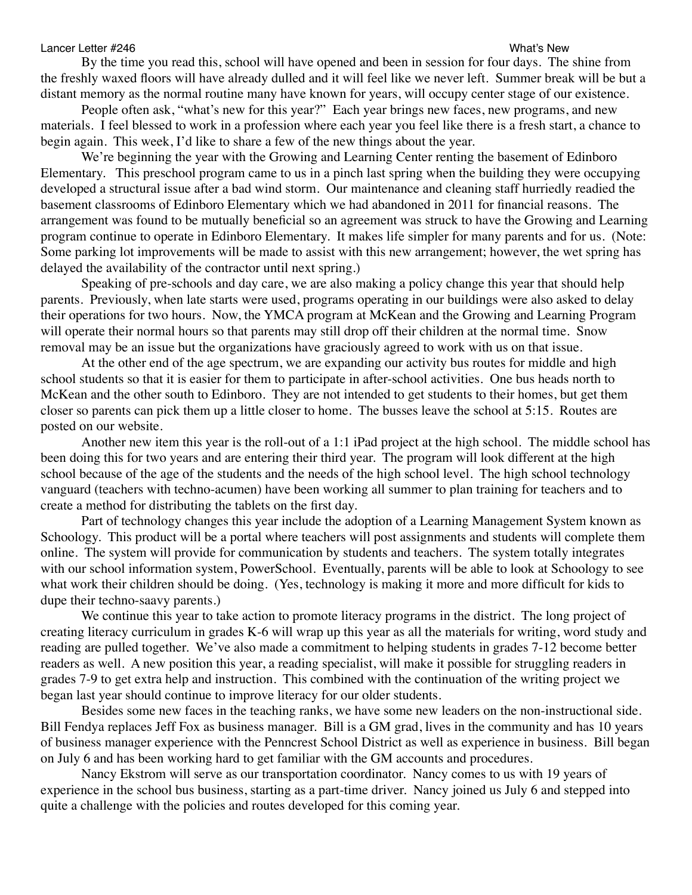Lancer Letter #246 What's New

By the time you read this, school will have opened and been in session for four days. The shine from the freshly waxed floors will have already dulled and it will feel like we never left. Summer break will be but a distant memory as the normal routine many have known for years, will occupy center stage of our existence.

People often ask, "what's new for this year?" Each year brings new faces, new programs, and new materials. I feel blessed to work in a profession where each year you feel like there is a fresh start, a chance to begin again. This week, I'd like to share a few of the new things about the year.

We're beginning the year with the Growing and Learning Center renting the basement of Edinboro Elementary. This preschool program came to us in a pinch last spring when the building they were occupying developed a structural issue after a bad wind storm. Our maintenance and cleaning staff hurriedly readied the basement classrooms of Edinboro Elementary which we had abandoned in 2011 for financial reasons. The arrangement was found to be mutually beneficial so an agreement was struck to have the Growing and Learning program continue to operate in Edinboro Elementary. It makes life simpler for many parents and for us. (Note: Some parking lot improvements will be made to assist with this new arrangement; however, the wet spring has delayed the availability of the contractor until next spring.)

Speaking of pre-schools and day care, we are also making a policy change this year that should help parents. Previously, when late starts were used, programs operating in our buildings were also asked to delay their operations for two hours. Now, the YMCA program at McKean and the Growing and Learning Program will operate their normal hours so that parents may still drop off their children at the normal time. Snow removal may be an issue but the organizations have graciously agreed to work with us on that issue.

At the other end of the age spectrum, we are expanding our activity bus routes for middle and high school students so that it is easier for them to participate in after-school activities. One bus heads north to McKean and the other south to Edinboro. They are not intended to get students to their homes, but get them closer so parents can pick them up a little closer to home. The busses leave the school at 5:15. Routes are posted on our website.

Another new item this year is the roll-out of a 1:1 iPad project at the high school. The middle school has been doing this for two years and are entering their third year. The program will look different at the high school because of the age of the students and the needs of the high school level. The high school technology vanguard (teachers with techno-acumen) have been working all summer to plan training for teachers and to create a method for distributing the tablets on the first day.

Part of technology changes this year include the adoption of a Learning Management System known as Schoology. This product will be a portal where teachers will post assignments and students will complete them online. The system will provide for communication by students and teachers. The system totally integrates with our school information system, PowerSchool. Eventually, parents will be able to look at Schoology to see what work their children should be doing. (Yes, technology is making it more and more difficult for kids to dupe their techno-saavy parents.)

We continue this year to take action to promote literacy programs in the district. The long project of creating literacy curriculum in grades K-6 will wrap up this year as all the materials for writing, word study and reading are pulled together. We've also made a commitment to helping students in grades 7-12 become better readers as well. A new position this year, a reading specialist, will make it possible for struggling readers in grades 7-9 to get extra help and instruction. This combined with the continuation of the writing project we began last year should continue to improve literacy for our older students.

Besides some new faces in the teaching ranks, we have some new leaders on the non-instructional side. Bill Fendya replaces Jeff Fox as business manager. Bill is a GM grad, lives in the community and has 10 years of business manager experience with the Penncrest School District as well as experience in business. Bill began on July 6 and has been working hard to get familiar with the GM accounts and procedures.

Nancy Ekstrom will serve as our transportation coordinator. Nancy comes to us with 19 years of experience in the school bus business, starting as a part-time driver. Nancy joined us July 6 and stepped into quite a challenge with the policies and routes developed for this coming year.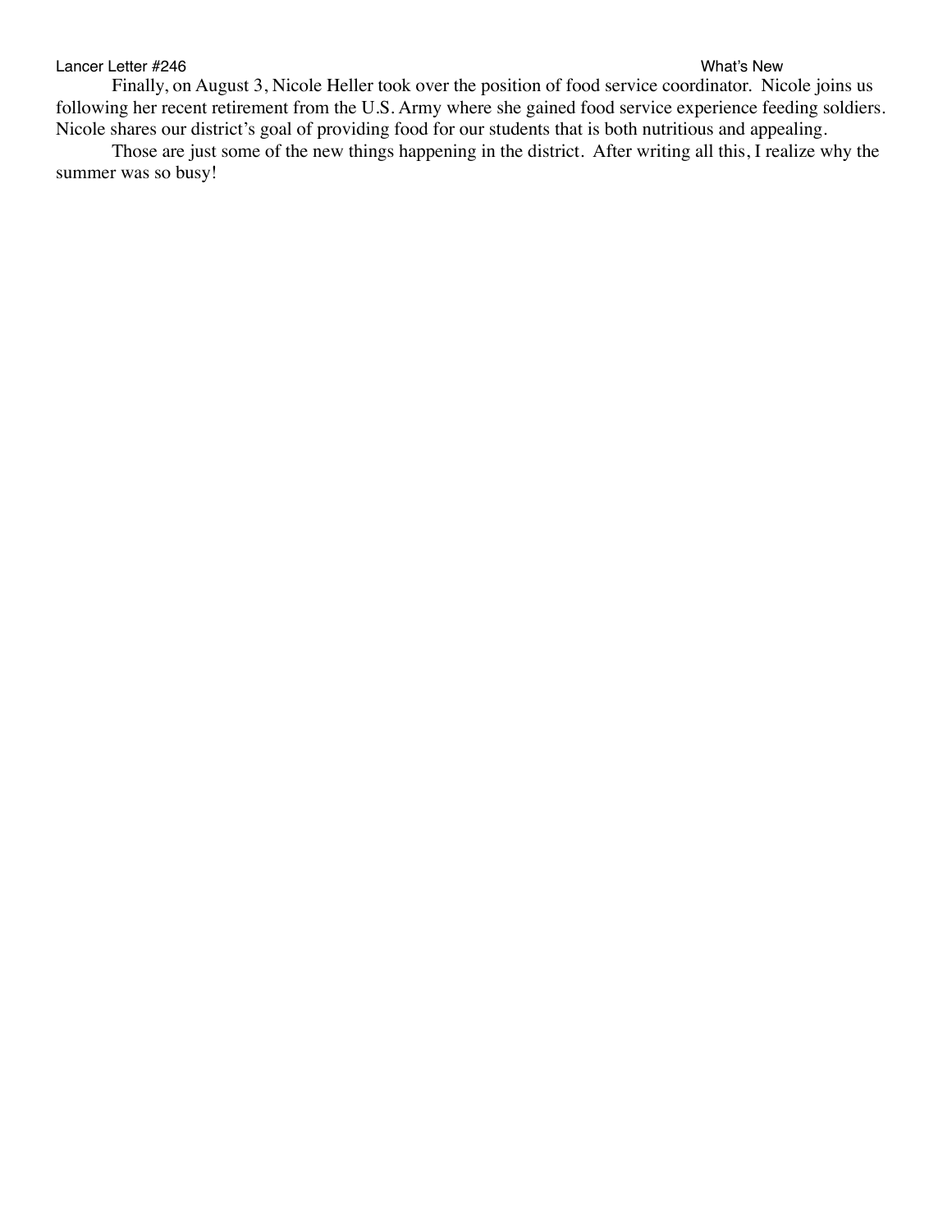Finally, on August 3, Nicole Heller took over the position of food service coordinator. Nicole joins us following her recent retirement from the U.S. Army where she gained food service experience feeding soldiers. Nicole shares our district's goal of providing food for our students that is both nutritious and appealing.

Those are just some of the new things happening in the district. After writing all this, I realize why the summer was so busy!